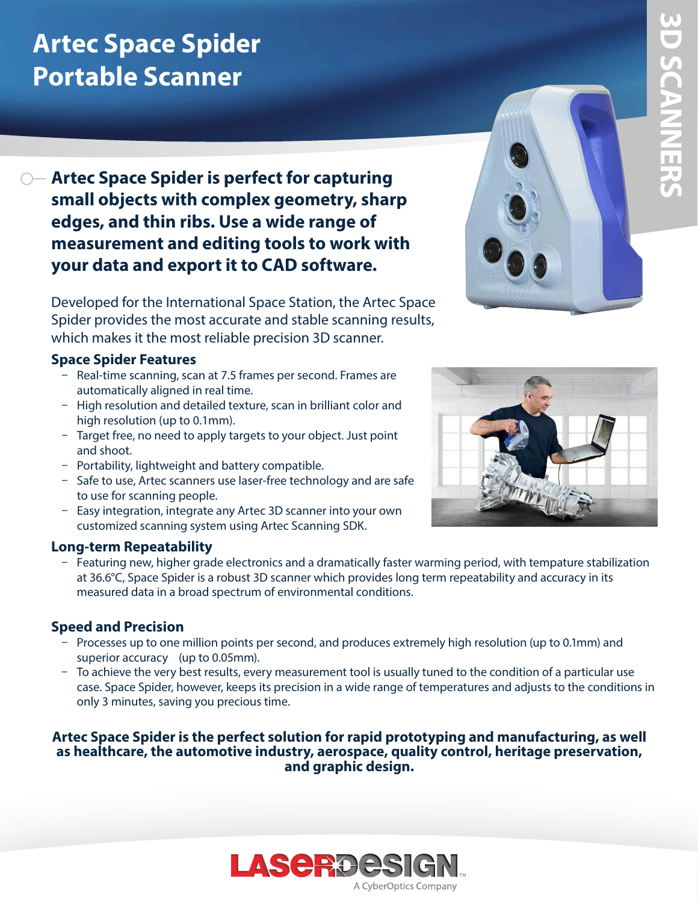# Artec Space Spider Portable Scanner

**Artec Space Spider is perfect for capturing small objects with complex geometry, sharp edges, and thin ribs. Use a wide range of measurement and editing tools to work with your data and export it to CAD software.**

Developed for the International Space Station, the Artec Space Spider provides the most accurate and stable scanning results, which makes it the most reliable precision 3D scanner.

## Space Spider Features

- Real-time scanning, scan at 7.5 frames per second. Frames are automatically aligned in real time.
- High resolution and detailed texture, scan in brilliant color and high resolution (up to 0.1mm).
- Target free, no need to apply targets to your object. Just point and shoot.
- Portability, lightweight and battery compatible.
- Safe to use, Artec scanners use laser-free technology and are safe to use for scanning people.
- Easy integration, integrate any Artec 3D scanner into your own customized scanning system using Artec Scanning SDK.

## Long-term Repeatability

- Featuring new, higher grade electronics and a dramatically faster warming period, with tempature stabilization at 36.6°C, Space Spider is a robust 3D scanner which provides long term repeatability and accuracy in its measured data in a broad spectrum of environmental conditions.

## Speed and Precision

- Processes up to one million points per second, and produces extremely high resolution (up to 0.1mm) and superior accuracy (up to 0.05mm).
- To achieve the very best results, every measurement tool is usually tuned to the condition of a particular use case. Space Spider, however, keeps its precision in a wide range of temperatures and adjusts to the conditions in only 3 minutes, saving you precious time.

**Artec Space Spider is the perfect solution for rapid prototyping and manufacturing, as well as healthcare, the automotive industry, aerospace, quality control, heritage preservation, and graphic design.**

LASERDESIGN™
A CyberOptics Company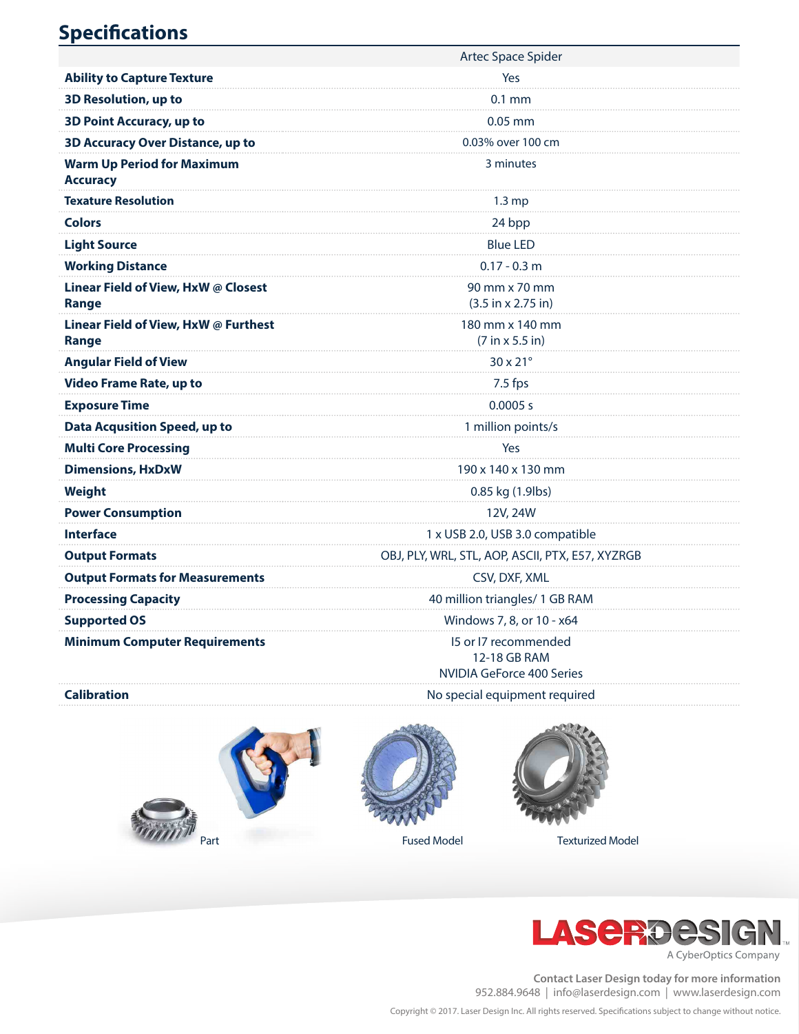## Specifications

| | Artec Space Spider |
|---|---|
| **Ability to Capture Texture** | Yes |
| **3D Resolution, up to** | 0.1 mm |
| **3D Point Accuracy, up to** | 0.05 mm |
| **3D Accuracy Over Distance, up to** | 0.03% over 100 cm |
| **Warm Up Period for Maximum Accuracy** | 3 minutes |
| **Texature Resolution** | 1.3 mp |
| **Colors** | 24 bpp |
| **Light Source** | Blue LED |
| **Working Distance** | 0.17 - 0.3 m |
| **Linear Field of View, HxW @ Closest Range** | 90 mm x 70 mm (3.5 in x 2.75 in) |
| **Linear Field of View, HxW @ Furthest Range** | 180 mm x 140 mm (7 in x 5.5 in) |
| **Angular Field of View** | 30 x 21° |
| **Video Frame Rate, up to** | 7.5 fps |
| **Exposure Time** | 0.0005 s |
| **Data Acqusition Speed, up to** | 1 million points/s |
| **Multi Core Processing** | Yes |
| **Dimensions, HxDxW** | 190 x 140 x 130 mm |
| **Weight** | 0.85 kg (1.9lbs) |
| **Power Consumption** | 12V, 24W |
| **Interface** | 1 x USB 2.0, USB 3.0 compatible |
| **Output Formats** | OBJ, PLY, WRL, STL, AOP, ASCII, PTX, E57, XYZRGB |
| **Output Formats for Measurements** | CSV, DXF, XML |
| **Processing Capacity** | 40 million triangles/ 1 GB RAM |
| **Supported OS** | Windows 7, 8, or 10 - x64 |
| **Minimum Computer Requirements** | I5 or I7 recommended<br>12-18 GB RAM<br>NVIDIA GeForce 400 Series |
| **Calibration** | No special equipment required |

Part

Fused Model

Texturized Model

LASERDESIGN
A CyberOptics Company

**Contact Laser Design today for more information**
952.884.9648 | info@laserdesign.com | www.laserdesign.com

Copyright © 2017. Laser Design Inc. All rights reserved. Specifications subject to change without notice.